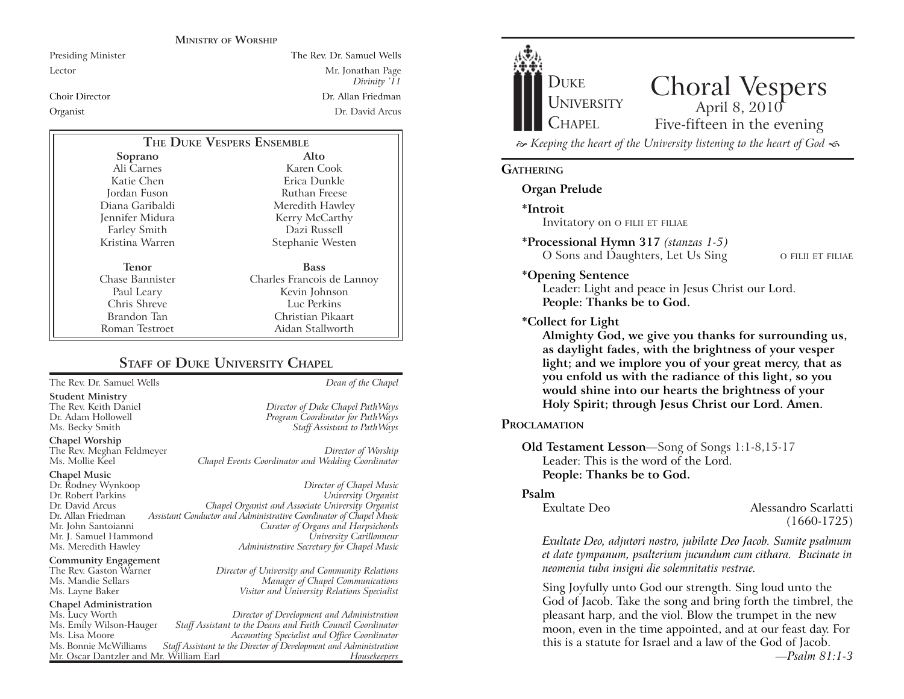## Ministry of Worship

| | |
|---|---|
| Presiding Minister | The Rev. Dr. Samuel Wells |
| Lector | Mr. Jonathan Page *Divinity '11* |
| Choir Director | Dr. Allan Friedman |
| Organist | Dr. David Arcus |

## The Duke Vespers Ensemble

| Soprano | Alto |
|---|---|
| Ali Carnes | Karen Cook |
| Katie Chen | Erica Dunkle |
| Jordan Fuson | Ruthan Freese |
| Diana Garibaldi | Meredith Hawley |
| Jennifer Midura | Kerry McCarthy |
| Farley Smith | Dazi Russell |
| Kristina Warren | Stephanie Westen |

| Tenor | Bass |
|---|---|
| Chase Bannister | Charles Francois de Lannoy |
| Paul Leary | Kevin Johnson |
| Chris Shreve | Luc Perkins |
| Brandon Tan | Christian Pikaart |
| Roman Testroet | Aidan Stallworth |

## Staff of Duke University Chapel

The Rev. Dr. Samuel Wells — *Dean of the Chapel*

**Student Ministry**
- The Rev. Keith Daniel — *Director of Duke Chapel PathWays*
- Dr. Adam Hollowell — *Program Coordinator for PathWays*
- Ms. Becky Smith — *Staff Assistant to PathWays*

**Chapel Worship**
- The Rev. Meghan Feldmeyer — *Director of Worship*
- Ms. Mollie Keel — *Chapel Events Coordinator and Wedding Coordinator*

**Chapel Music**
- Dr. Rodney Wynkoop — *Director of Chapel Music*
- Dr. Robert Parkins — *University Organist*
- Dr. David Arcus — *Chapel Organist and Associate University Organist*
- Dr. Allan Friedman — *Assistant Conductor and Administrative Coordinator of Chapel Music*
- Mr. John Santoianni — *Curator of Organs and Harpsichords*
- Mr. J. Samuel Hammond — *University Carillonneur*
- Ms. Meredith Hawley — *Administrative Secretary for Chapel Music*

**Community Engagement**
- The Rev. Gaston Warner — *Director of University and Community Relations*
- Ms. Mandie Sellars — *Manager of Chapel Communications*
- Ms. Layne Baker — *Visitor and University Relations Specialist*

**Chapel Administration**
- Ms. Lucy Worth — *Director of Development and Administration*
- Ms. Emily Wilson-Hauger — *Staff Assistant to the Deans and Faith Council Coordinator*
- Ms. Lisa Moore — *Accounting Specialist and Office Coordinator*
- Ms. Bonnie McWilliams — *Staff Assistant to the Director of Development and Administration*
- Mr. Oscar Dantzler and Mr. William Earl — *Housekeepers*

---

Duke University Chapel

# Choral Vespers

April 8, 2010
Five-fifteen in the evening

*Keeping the heart of the University listening to the heart of God*

## Gathering

**Organ Prelude**

**\*Introit**
Invitatory on O FILII ET FILIAE

**\*Processional Hymn 317** *(stanzas 1-5)*
O Sons and Daughters, Let Us Sing — O FILII ET FILIAE

**\*Opening Sentence**
Leader: Light and peace in Jesus Christ our Lord.
**People: Thanks be to God.**

**\*Collect for Light**
**Almighty God, we give you thanks for surrounding us, as daylight fades, with the brightness of your vesper light; and we implore you of your great mercy, that as you enfold us with the radiance of this light, so you would shine into our hearts the brightness of your Holy Spirit; through Jesus Christ our Lord. Amen.**

## Proclamation

**Old Testament Lesson**—Song of Songs 1:1-8,15-17
Leader: This is the word of the Lord.
**People: Thanks be to God.**

**Psalm**
Exultate Deo — Alessandro Scarlatti (1660-1725)

*Exultate Deo, adjutori nostro, jubilate Deo Jacob. Sumite psalmum et date tympanum, psalterium jucundum cum cithara. Bucinate in neomenia tuba insigni die solemnitatis vestrae.*

Sing Joyfully unto God our strength. Sing loud unto the God of Jacob. Take the song and bring forth the timbrel, the pleasant harp, and the viol. Blow the trumpet in the new moon, even in the time appointed, and at our feast day. For this is a statute for Israel and a law of the God of Jacob.
*—Psalm 81:1-3*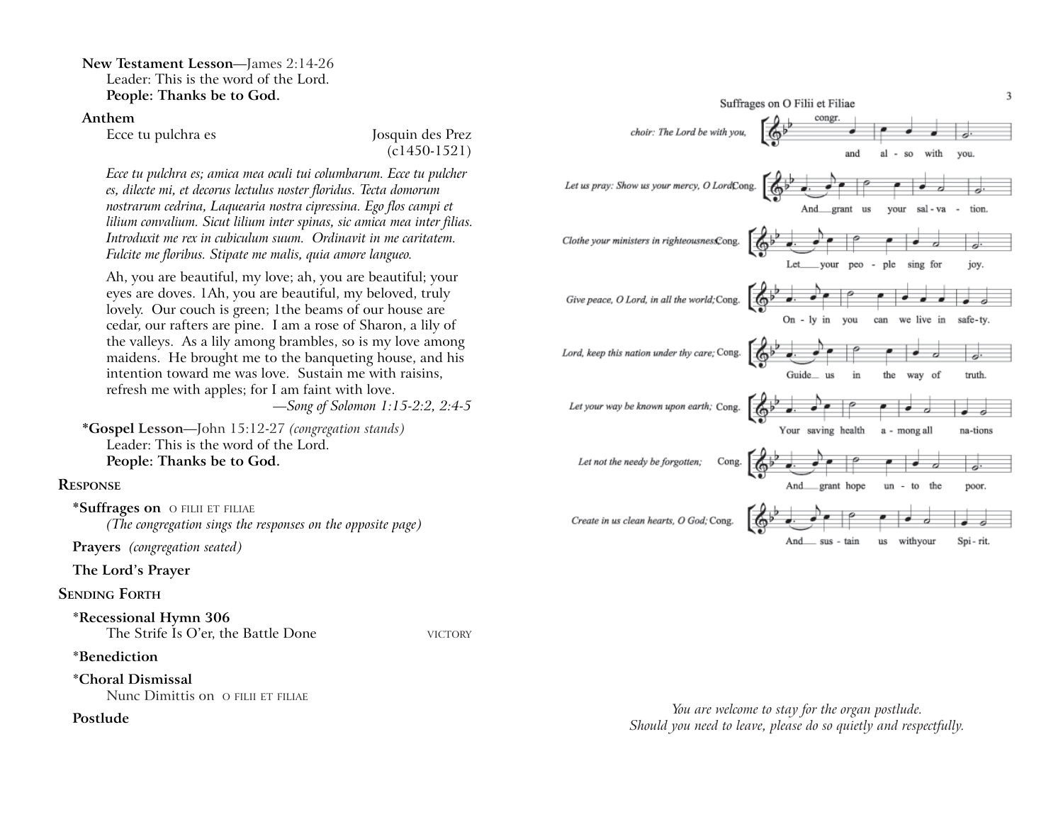**New Testament Lesson**—James 2:14-26
Leader: This is the word of the Lord.
**People: Thanks be to God.**

**Anthem**
Ecce tu pulchra es — Josquin des Prez (c1450-1521)

*Ecce tu pulchra es; amica mea oculi tui columbarum. Ecce tu pulcher es, dilecte mi, et decorus lectulus noster floridus. Tecta domorum nostrarum cedrina, Laquearia nostra cipressina. Ego flos campi et lilium convalium. Sicut lilium inter spinas, sic amica mea inter filias. Introduxit me rex in cubiculum suum. Ordinavit in me caritatem. Fulcite me floribus. Stipate me malis, quia amore langueo.*

Ah, you are beautiful, my love; ah, you are beautiful; your eyes are doves. 1Ah, you are beautiful, my beloved, truly lovely. Our couch is green; 1the beams of our house are cedar, our rafters are pine. I am a rose of Sharon, a lily of the valleys. As a lily among brambles, so is my love among maidens. He brought me to the banqueting house, and his intention toward me was love. Sustain me with raisins, refresh me with apples; for I am faint with love.
*—Song of Solomon 1:15-2:2, 2:4-5*

***Gospel Lesson**—John 15:12-27 *(congregation stands)*
Leader: This is the word of the Lord.
**People: Thanks be to God.**

## Response

***Suffrages on** O FILII ET FILIAE
*(The congregation sings the responses on the opposite page)*

**Prayers** *(congregation seated)*

**The Lord's Prayer**

## Sending Forth

***Recessional Hymn 306**
The Strife Is O'er, the Battle Done — VICTORY

***Benediction**

***Choral Dismissal**
Nunc Dimittis on O FILII ET FILIAE

**Postlude**

Suffrages on O Filii et Filiae

*choir: The Lord be with you,* congr. and also with you.

*Let us pray: Show us your mercy, O Lord;* Cong. And grant us your salvation.

*Clothe your ministers in righteousness;* Cong. Let your people sing for joy.

*Give peace, O Lord, in all the world;* Cong. Only in you can we live in safety.

*Lord, keep this nation under thy care;* Cong. Guide us in the way of truth.

*Let your way be known upon earth;* Cong. Your saving health among all nations

*Let not the needy be forgotten;* Cong. And grant hope unto the poor.

*Create in us clean hearts, O God;* Cong. And sustain us with your Spirit.

*You are welcome to stay for the organ postlude.*
*Should you need to leave, please do so quietly and respectfully.*